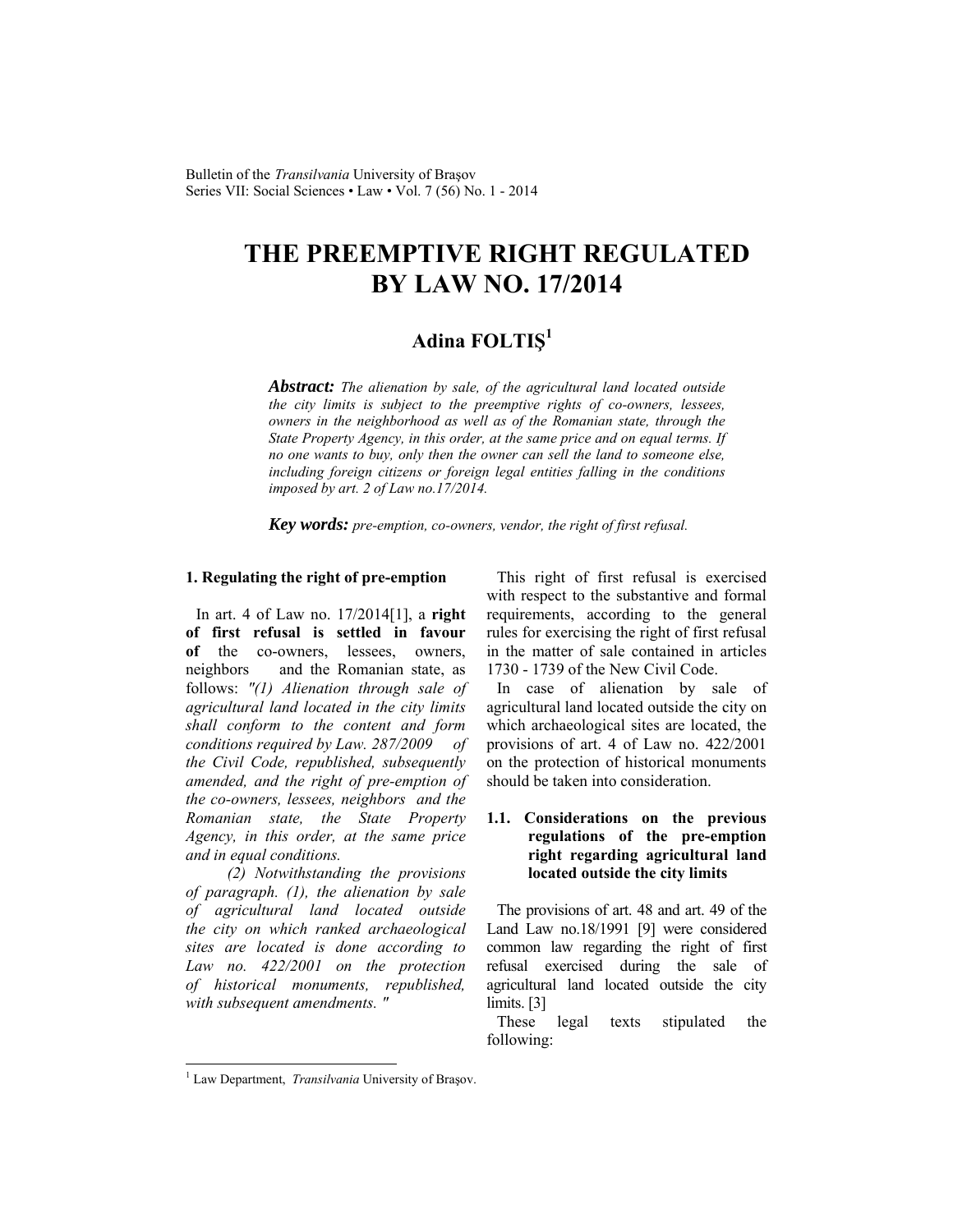# THE PREEMPTIVE RIGHT REGULATED BY LAW NO. 17/2014

**Adina FOLTIŞ[1]**

***Abstract:*** *The alienation by sale, of the agricultural land located outside the city limits is subject to the preemptive rights of co-owners, lessees, owners in the neighborhood as well as of the Romanian state, through the State Property Agency, in this order, at the same price and on equal terms. If no one wants to buy, only then the owner can sell the land to someone else, including foreign citizens or foreign legal entities falling in the conditions imposed by art. 2 of Law no.17/2014.*

***Key words:*** *pre-emption, co-owners, vendor, the right of first refusal.*

## 1. Regulating the right of pre-emption

In art. 4 of Law no. 17/2014[1], a **right of first refusal is settled in favour of** the co-owners, lessees, owners, neighbors and the Romanian state, as follows: *"(1) Alienation through sale of agricultural land located in the city limits shall conform to the content and form conditions required by Law. 287/2009 of the Civil Code, republished, subsequently amended, and the right of pre-emption of the co-owners, lessees, neighbors and the Romanian state, the State Property Agency, in this order, at the same price and in equal conditions.*

*(2) Notwithstanding the provisions of paragraph. (1), the alienation by sale of agricultural land located outside the city on which ranked archaeological sites are located is done according to Law no. 422/2001 on the protection of historical monuments, republished, with subsequent amendments. "*

This right of first refusal is exercised with respect to the substantive and formal requirements, according to the general rules for exercising the right of first refusal in the matter of sale contained in articles 1730 - 1739 of the New Civil Code.

In case of alienation by sale of agricultural land located outside the city on which archaeological sites are located, the provisions of art. 4 of Law no. 422/2001 on the protection of historical monuments should be taken into consideration.

### 1.1. Considerations on the previous regulations of the pre-emption right regarding agricultural land located outside the city limits

The provisions of art. 48 and art. 49 of the Land Law no.18/1991 [9] were considered common law regarding the right of first refusal exercised during the sale of agricultural land located outside the city limits. [3]

These legal texts stipulated the following:

---

[1] Law Department, *Transilvania* University of Braşov.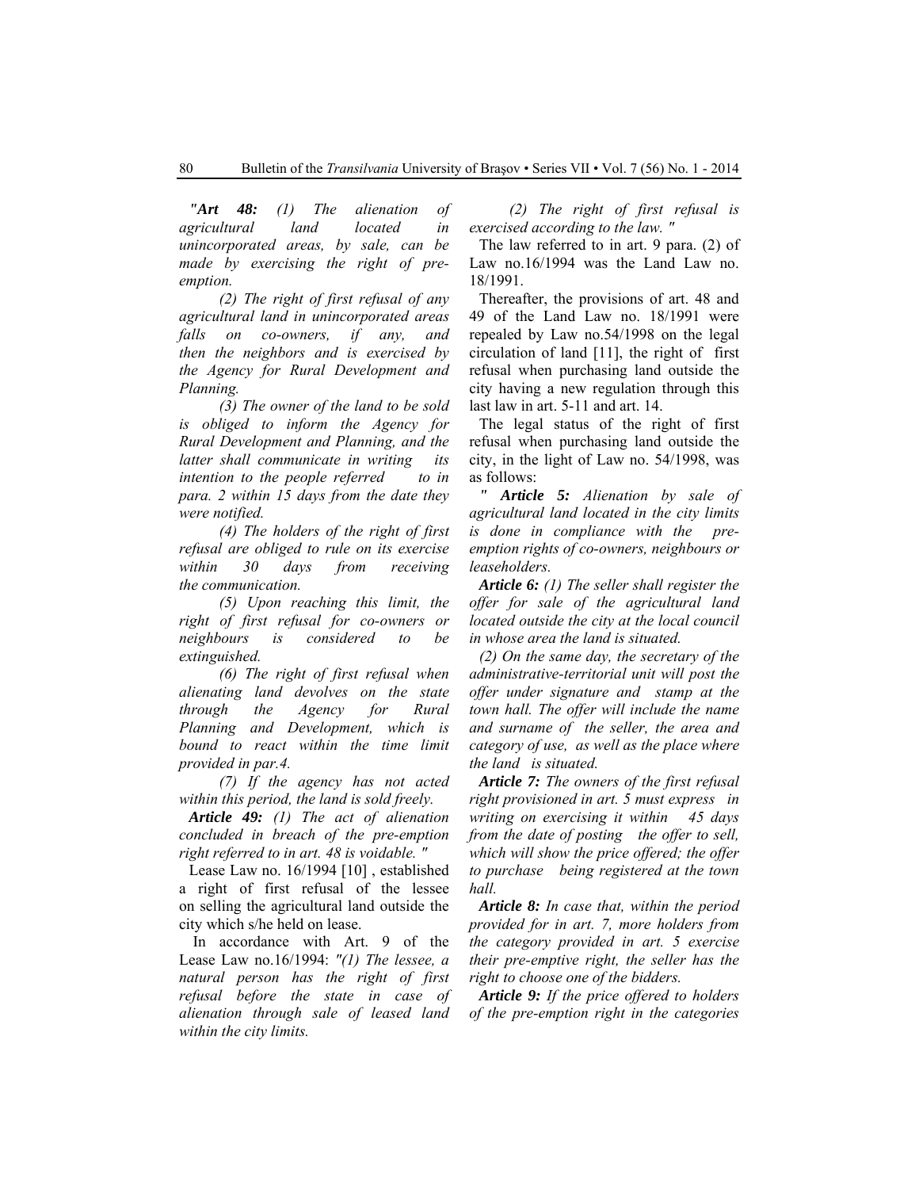*"**Art 48:** (1) The alienation of agricultural land located in unincorporated areas, by sale, can be made by exercising the right of pre-emption.*

*(2) The right of first refusal of any agricultural land in unincorporated areas falls on co-owners, if any, and then the neighbors and is exercised by the Agency for Rural Development and Planning.*

*(3) The owner of the land to be sold is obliged to inform the Agency for Rural Development and Planning, and the latter shall communicate in writing its intention to the people referred to in para. 2 within 15 days from the date they were notified.*

*(4) The holders of the right of first refusal are obliged to rule on its exercise within 30 days from receiving the communication.*

*(5) Upon reaching this limit, the right of first refusal for co-owners or neighbours is considered to be extinguished.*

*(6) The right of first refusal when alienating land devolves on the state through the Agency for Rural Planning and Development, which is bound to react within the time limit provided in par.4.*

*(7) If the agency has not acted within this period, the land is sold freely.*

***Article 49:** (1) The act of alienation concluded in breach of the pre-emption right referred to in art. 48 is voidable. "*

Lease Law no. 16/1994 [10] , established a right of first refusal of the lessee on selling the agricultural land outside the city which s/he held on lease.

In accordance with Art. 9 of the Lease Law no.16/1994: *"(1) The lessee, a natural person has the right of first refusal before the state in case of alienation through sale of leased land within the city limits.*

*(2) The right of first refusal is exercised according to the law. "*

The law referred to in art. 9 para. (2) of Law no.16/1994 was the Land Law no. 18/1991.

Thereafter, the provisions of art. 48 and 49 of the Land Law no. 18/1991 were repealed by Law no.54/1998 on the legal circulation of land [11], the right of first refusal when purchasing land outside the city having a new regulation through this last law in art. 5-11 and art. 14.

The legal status of the right of first refusal when purchasing land outside the city, in the light of Law no. 54/1998, was as follows:

*" **Article 5:** Alienation by sale of agricultural land located in the city limits is done in compliance with the pre-emption rights of co-owners, neighbours or leaseholders.*

***Article 6:** (1) The seller shall register the offer for sale of the agricultural land located outside the city at the local council in whose area the land is situated.*

*(2) On the same day, the secretary of the administrative-territorial unit will post the offer under signature and stamp at the town hall. The offer will include the name and surname of the seller, the area and category of use, as well as the place where the land is situated.*

***Article 7:** The owners of the first refusal right provisioned in art. 5 must express in writing on exercising it within 45 days from the date of posting the offer to sell, which will show the price offered; the offer to purchase being registered at the town hall.*

***Article 8:** In case that, within the period provided for in art. 7, more holders from the category provided in art. 5 exercise their pre-emptive right, the seller has the right to choose one of the bidders.*

***Article 9:** If the price offered to holders of the pre-emption right in the categories*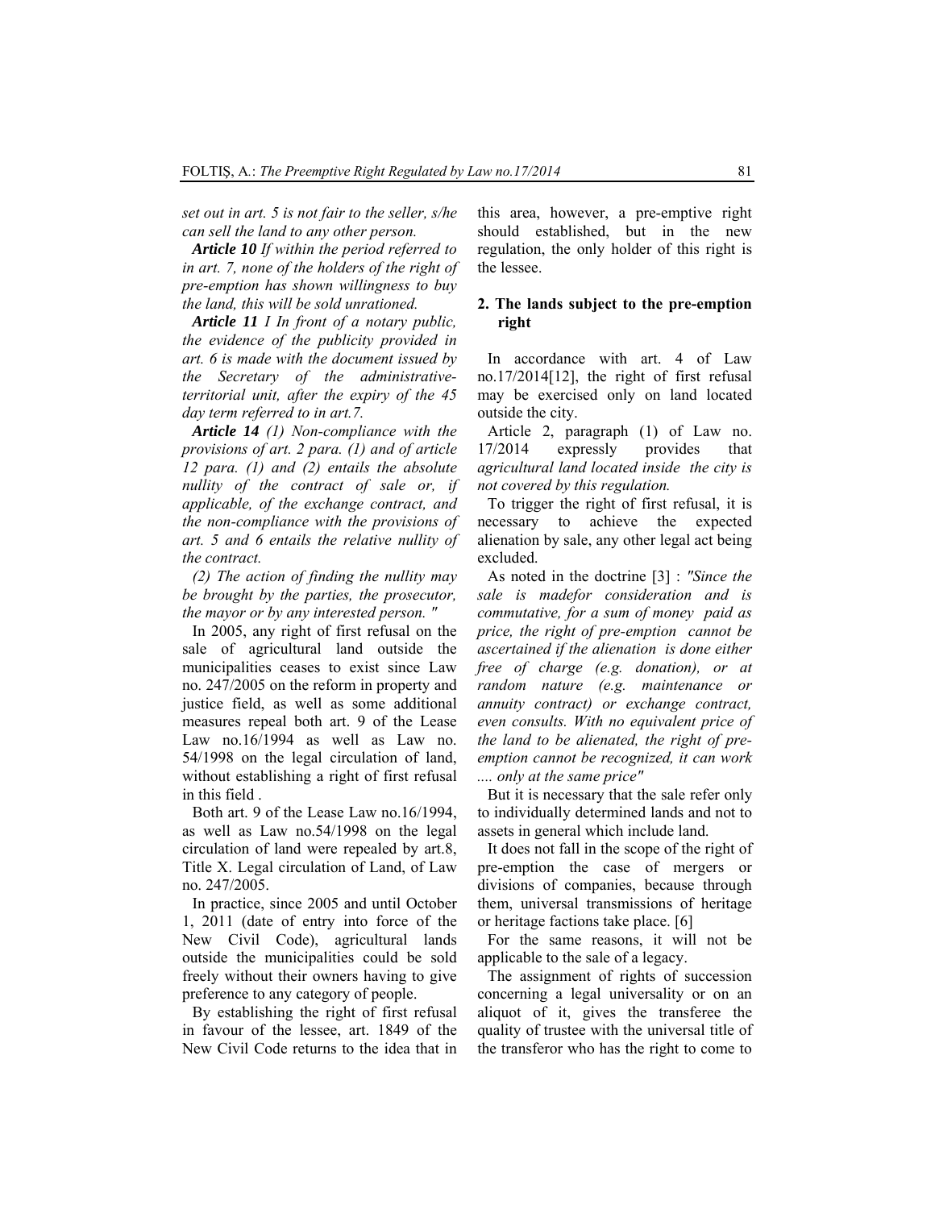*set out in art. 5 is not fair to the seller, s/he can sell the land to any other person.*

***Article 10*** *If within the period referred to in art. 7, none of the holders of the right of pre-emption has shown willingness to buy the land, this will be sold unrationed.*

***Article 11*** *I In front of a notary public, the evidence of the publicity provided in art. 6 is made with the document issued by the Secretary of the administrative-territorial unit, after the expiry of the 45 day term referred to in art.7.*

***Article 14*** *(1) Non-compliance with the provisions of art. 2 para. (1) and of article 12 para. (1) and (2) entails the absolute nullity of the contract of sale or, if applicable, of the exchange contract, and the non-compliance with the provisions of art. 5 and 6 entails the relative nullity of the contract.*

*(2) The action of finding the nullity may be brought by the parties, the prosecutor, the mayor or by any interested person. "*

In 2005, any right of first refusal on the sale of agricultural land outside the municipalities ceases to exist since Law no. 247/2005 on the reform in property and justice field, as well as some additional measures repeal both art. 9 of the Lease Law no.16/1994 as well as Law no. 54/1998 on the legal circulation of land, without establishing a right of first refusal in this field .

Both art. 9 of the Lease Law no.16/1994, as well as Law no.54/1998 on the legal circulation of land were repealed by art.8, Title X. Legal circulation of Land, of Law no. 247/2005.

In practice, since 2005 and until October 1, 2011 (date of entry into force of the New Civil Code), agricultural lands outside the municipalities could be sold freely without their owners having to give preference to any category of people.

By establishing the right of first refusal in favour of the lessee, art. 1849 of the New Civil Code returns to the idea that in this area, however, a pre-emptive right should established, but in the new regulation, the only holder of this right is the lessee.

## 2. The lands subject to the pre-emption right

In accordance with art. 4 of Law no.17/2014[12], the right of first refusal may be exercised only on land located outside the city.

Article 2, paragraph (1) of Law no. 17/2014 expressly provides that *agricultural land located inside the city is not covered by this regulation.*

To trigger the right of first refusal, it is necessary to achieve the expected alienation by sale, any other legal act being excluded.

As noted in the doctrine [3] : *"Since the sale is madefor consideration and is commutative, for a sum of money paid as price, the right of pre-emption cannot be ascertained if the alienation is done either free of charge (e.g. donation), or at random nature (e.g. maintenance or annuity contract) or exchange contract, even consults. With no equivalent price of the land to be alienated, the right of pre-emption cannot be recognized, it can work .... only at the same price"*

But it is necessary that the sale refer only to individually determined lands and not to assets in general which include land.

It does not fall in the scope of the right of pre-emption the case of mergers or divisions of companies, because through them, universal transmissions of heritage or heritage factions take place. [6]

For the same reasons, it will not be applicable to the sale of a legacy.

The assignment of rights of succession concerning a legal universality or on an aliquot of it, gives the transferee the quality of trustee with the universal title of the transferor who has the right to come to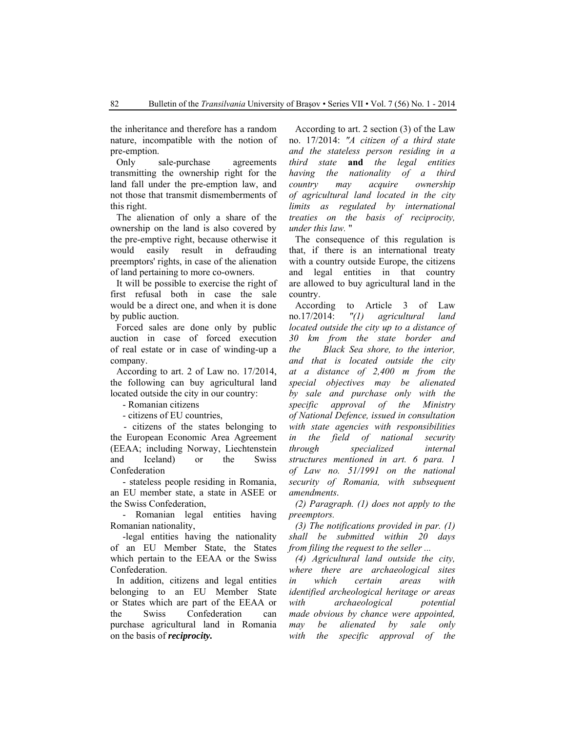the inheritance and therefore has a random nature, incompatible with the notion of pre-emption.

Only sale-purchase agreements transmitting the ownership right for the land fall under the pre-emption law, and not those that transmit dismemberments of this right.

The alienation of only a share of the ownership on the land is also covered by the pre-emptive right, because otherwise it would easily result in defrauding preemptors' rights, in case of the alienation of land pertaining to more co-owners.

It will be possible to exercise the right of first refusal both in case the sale would be a direct one, and when it is done by public auction.

Forced sales are done only by public auction in case of forced execution of real estate or in case of winding-up a company.

According to art. 2 of Law no. 17/2014, the following can buy agricultural land located outside the city in our country:

- Romanian citizens
- citizens of EU countries,
- citizens of the states belonging to the European Economic Area Agreement (EEAA; including Norway, Liechtenstein and Iceland) or the Swiss Confederation
- stateless people residing in Romania, an EU member state, a state in ASEE or the Swiss Confederation,
- Romanian legal entities having Romanian nationality,
- legal entities having the nationality of an EU Member State, the States which pertain to the EEAA or the Swiss Confederation.

In addition, citizens and legal entities belonging to an EU Member State or States which are part of the EEAA or the Swiss Confederation can purchase agricultural land in Romania on the basis of ***reciprocity.***

According to art. 2 section (3) of the Law no. 17/2014: *"A citizen of a third state and the stateless person residing in a third state* **and** *the legal entities having the nationality of a third country may acquire ownership of agricultural land located in the city limits as regulated by international treaties on the basis of reciprocity, under this law.* "

The consequence of this regulation is that, if there is an international treaty with a country outside Europe, the citizens and legal entities in that country are allowed to buy agricultural land in the country.

According to Article 3 of Law no.17/2014: *"(1) agricultural land located outside the city up to a distance of 30 km from the state border and the Black Sea shore, to the interior, and that is located outside the city at a distance of 2,400 m from the special objectives may be alienated by sale and purchase only with the specific approval of the Ministry of National Defence, issued in consultation with state agencies with responsibilities in the field of national security through specialized internal structures mentioned in art. 6 para. 1 of Law no. 51/1991 on the national security of Romania, with subsequent amendments.*

*(2) Paragraph. (1) does not apply to the preemptors.*

*(3) The notifications provided in par. (1) shall be submitted within 20 days from filing the request to the seller ...*

*(4) Agricultural land outside the city, where there are archaeological sites in which certain areas with identified archeological heritage or areas with archaeological potential made obvious by chance were appointed, may be alienated by sale only with the specific approval of the*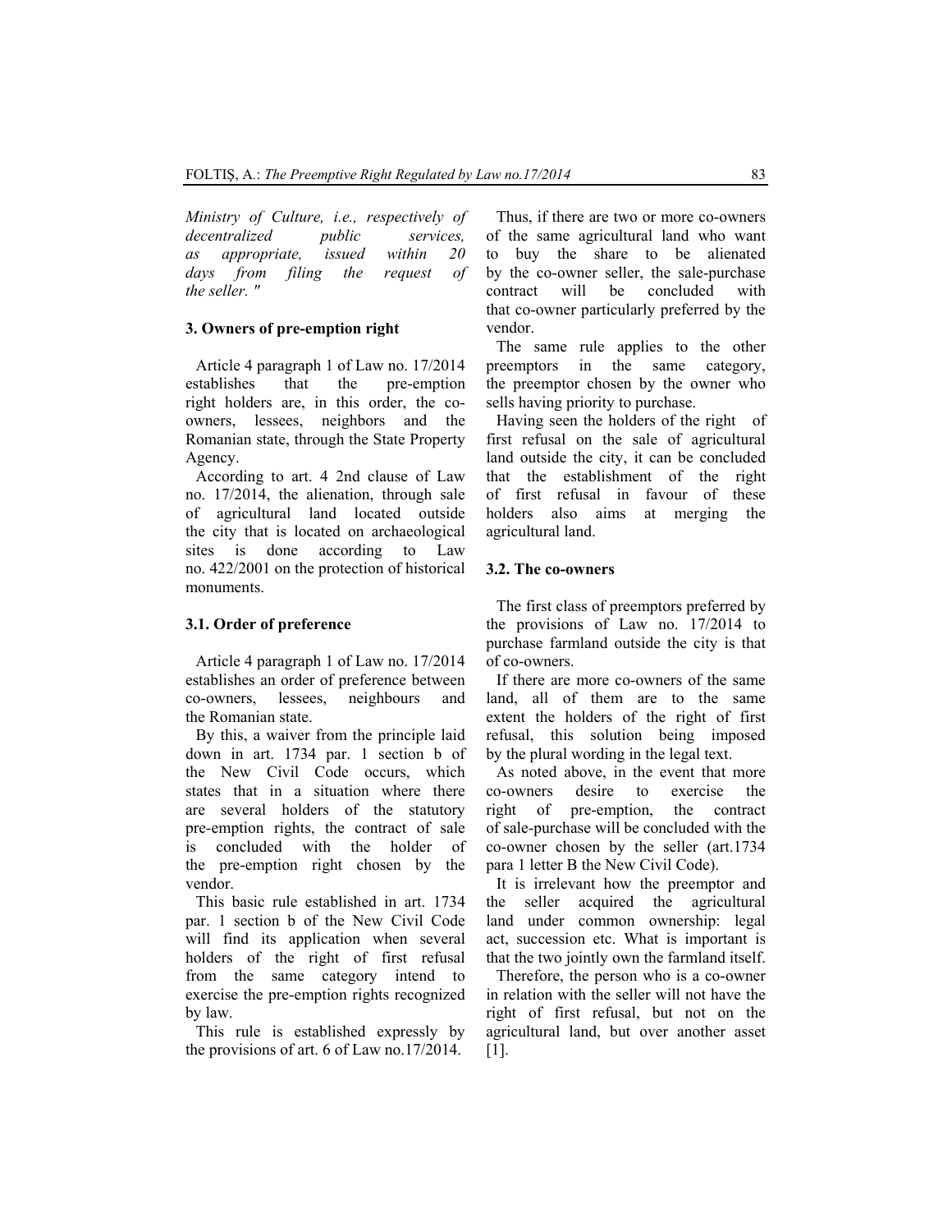*Ministry of Culture, i.e., respectively of decentralized public services, as appropriate, issued within 20 days from filing the request of the seller. "*

### 3. Owners of pre-emption right

Article 4 paragraph 1 of Law no. 17/2014 establishes that the pre-emption right holders are, in this order, the co-owners, lessees, neighbors and the Romanian state, through the State Property Agency.

According to art. 4 2nd clause of Law no. 17/2014, the alienation, through sale of agricultural land located outside the city that is located on archaeological sites is done according to Law no. 422/2001 on the protection of historical monuments.

### 3.1. Order of preference

Article 4 paragraph 1 of Law no. 17/2014 establishes an order of preference between co-owners, lessees, neighbours and the Romanian state.

By this, a waiver from the principle laid down in art. 1734 par. 1 section b of the New Civil Code occurs, which states that in a situation where there are several holders of the statutory pre-emption rights, the contract of sale is concluded with the holder of the pre-emption right chosen by the vendor.

This basic rule established in art. 1734 par. 1 section b of the New Civil Code will find its application when several holders of the right of first refusal from the same category intend to exercise the pre-emption rights recognized by law.

This rule is established expressly by the provisions of art. 6 of Law no.17/2014.

Thus, if there are two or more co-owners of the same agricultural land who want to buy the share to be alienated by the co-owner seller, the sale-purchase contract will be concluded with that co-owner particularly preferred by the vendor.

The same rule applies to the other preemptors in the same category, the preemptor chosen by the owner who sells having priority to purchase.

Having seen the holders of the right of first refusal on the sale of agricultural land outside the city, it can be concluded that the establishment of the right of first refusal in favour of these holders also aims at merging the agricultural land.

### 3.2. The co-owners

The first class of preemptors preferred by the provisions of Law no. 17/2014 to purchase farmland outside the city is that of co-owners.

If there are more co-owners of the same land, all of them are to the same extent the holders of the right of first refusal, this solution being imposed by the plural wording in the legal text.

As noted above, in the event that more co-owners desire to exercise the right of pre-emption, the contract of sale-purchase will be concluded with the co-owner chosen by the seller (art.1734 para 1 letter B the New Civil Code).

It is irrelevant how the preemptor and the seller acquired the agricultural land under common ownership: legal act, succession etc. What is important is that the two jointly own the farmland itself.

Therefore, the person who is a co-owner in relation with the seller will not have the right of first refusal, but not on the agricultural land, but over another asset [1].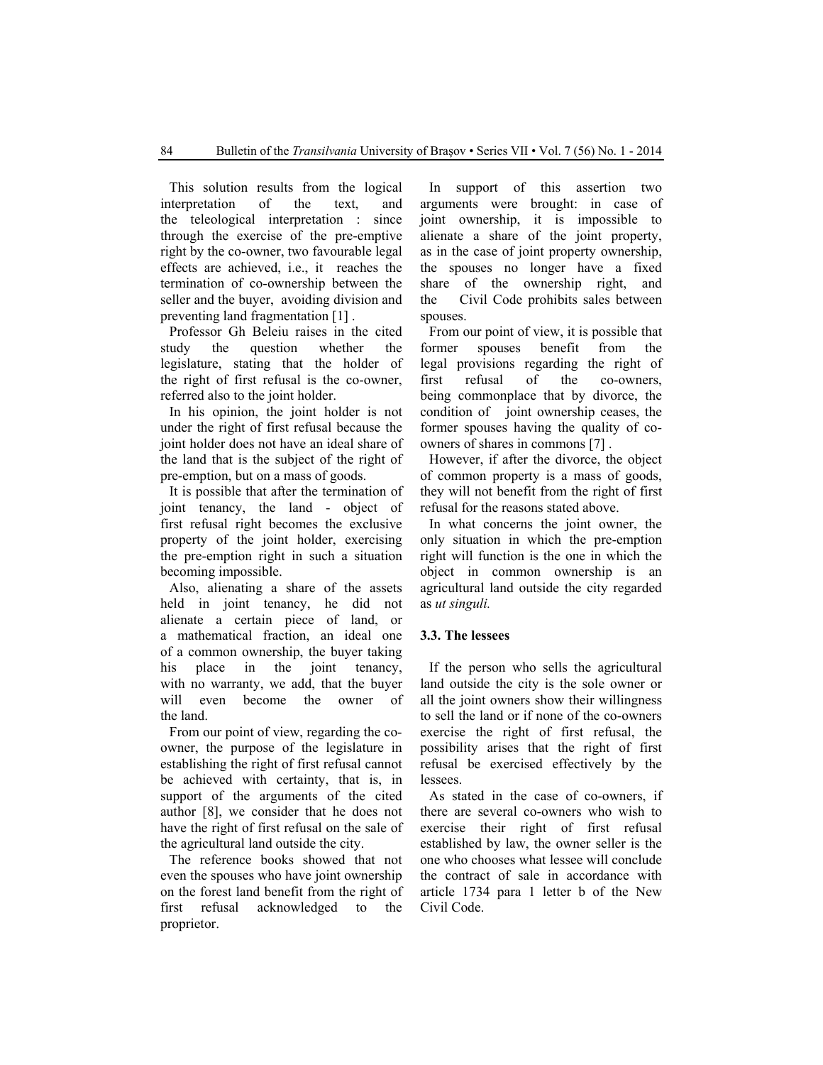This solution results from the logical interpretation of the text, and the teleological interpretation : since through the exercise of the pre-emptive right by the co-owner, two favourable legal effects are achieved, i.e., it reaches the termination of co-ownership between the seller and the buyer, avoiding division and preventing land fragmentation [1] .

Professor Gh Beleiu raises in the cited study the question whether the legislature, stating that the holder of the right of first refusal is the co-owner, referred also to the joint holder.

In his opinion, the joint holder is not under the right of first refusal because the joint holder does not have an ideal share of the land that is the subject of the right of pre-emption, but on a mass of goods.

It is possible that after the termination of joint tenancy, the land - object of first refusal right becomes the exclusive property of the joint holder, exercising the pre-emption right in such a situation becoming impossible.

Also, alienating a share of the assets held in joint tenancy, he did not alienate a certain piece of land, or a mathematical fraction, an ideal one of a common ownership, the buyer taking his place in the joint tenancy, with no warranty, we add, that the buyer will even become the owner of the land.

From our point of view, regarding the co-owner, the purpose of the legislature in establishing the right of first refusal cannot be achieved with certainty, that is, in support of the arguments of the cited author [8], we consider that he does not have the right of first refusal on the sale of the agricultural land outside the city.

The reference books showed that not even the spouses who have joint ownership on the forest land benefit from the right of first refusal acknowledged to the proprietor.

In support of this assertion two arguments were brought: in case of joint ownership, it is impossible to alienate a share of the joint property, as in the case of joint property ownership, the spouses no longer have a fixed share of the ownership right, and the Civil Code prohibits sales between spouses.

From our point of view, it is possible that former spouses benefit from the legal provisions regarding the right of first refusal of the co-owners, being commonplace that by divorce, the condition of joint ownership ceases, the former spouses having the quality of co-owners of shares in commons [7] .

However, if after the divorce, the object of common property is a mass of goods, they will not benefit from the right of first refusal for the reasons stated above.

In what concerns the joint owner, the only situation in which the pre-emption right will function is the one in which the object in common ownership is an agricultural land outside the city regarded as *ut singuli.*

### 3.3. The lessees

If the person who sells the agricultural land outside the city is the sole owner or all the joint owners show their willingness to sell the land or if none of the co-owners exercise the right of first refusal, the possibility arises that the right of first refusal be exercised effectively by the lessees.

As stated in the case of co-owners, if there are several co-owners who wish to exercise their right of first refusal established by law, the owner seller is the one who chooses what lessee will conclude the contract of sale in accordance with article 1734 para 1 letter b of the New Civil Code.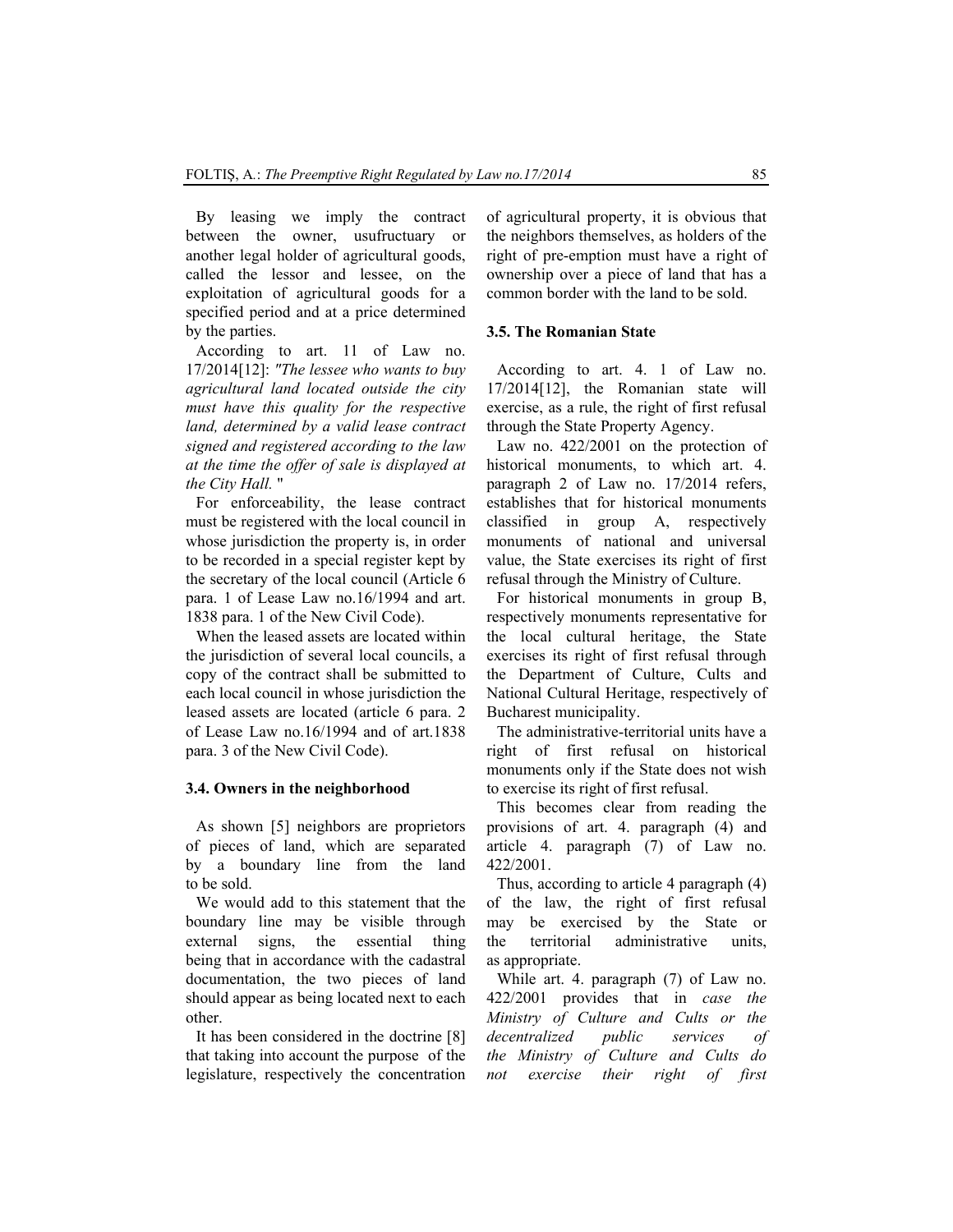By leasing we imply the contract between the owner, usufructuary or another legal holder of agricultural goods, called the lessor and lessee, on the exploitation of agricultural goods for a specified period and at a price determined by the parties.

According to art. 11 of Law no. 17/2014[12]: *"The lessee who wants to buy agricultural land located outside the city must have this quality for the respective land, determined by a valid lease contract signed and registered according to the law at the time the offer of sale is displayed at the City Hall.* "

For enforceability, the lease contract must be registered with the local council in whose jurisdiction the property is, in order to be recorded in a special register kept by the secretary of the local council (Article 6 para. 1 of Lease Law no.16/1994 and art. 1838 para. 1 of the New Civil Code).

When the leased assets are located within the jurisdiction of several local councils, a copy of the contract shall be submitted to each local council in whose jurisdiction the leased assets are located (article 6 para. 2 of Lease Law no.16/1994 and of art.1838 para. 3 of the New Civil Code).

### 3.4. Owners in the neighborhood

As shown [5] neighbors are proprietors of pieces of land, which are separated by a boundary line from the land to be sold.

We would add to this statement that the boundary line may be visible through external signs, the essential thing being that in accordance with the cadastral documentation, the two pieces of land should appear as being located next to each other.

It has been considered in the doctrine [8] that taking into account the purpose of the legislature, respectively the concentration of agricultural property, it is obvious that the neighbors themselves, as holders of the right of pre-emption must have a right of ownership over a piece of land that has a common border with the land to be sold.

### 3.5. The Romanian State

According to art. 4. 1 of Law no. 17/2014[12], the Romanian state will exercise, as a rule, the right of first refusal through the State Property Agency.

Law no. 422/2001 on the protection of historical monuments, to which art. 4. paragraph 2 of Law no. 17/2014 refers, establishes that for historical monuments classified in group A, respectively monuments of national and universal value, the State exercises its right of first refusal through the Ministry of Culture.

For historical monuments in group B, respectively monuments representative for the local cultural heritage, the State exercises its right of first refusal through the Department of Culture, Cults and National Cultural Heritage, respectively of Bucharest municipality.

The administrative-territorial units have a right of first refusal on historical monuments only if the State does not wish to exercise its right of first refusal.

This becomes clear from reading the provisions of art. 4. paragraph (4) and article 4. paragraph (7) of Law no. 422/2001.

Thus, according to article 4 paragraph (4) of the law, the right of first refusal may be exercised by the State or the territorial administrative units, as appropriate.

While art. 4. paragraph (7) of Law no. 422/2001 provides that in *case the Ministry of Culture and Cults or the decentralized public services of the Ministry of Culture and Cults do not exercise their right of first*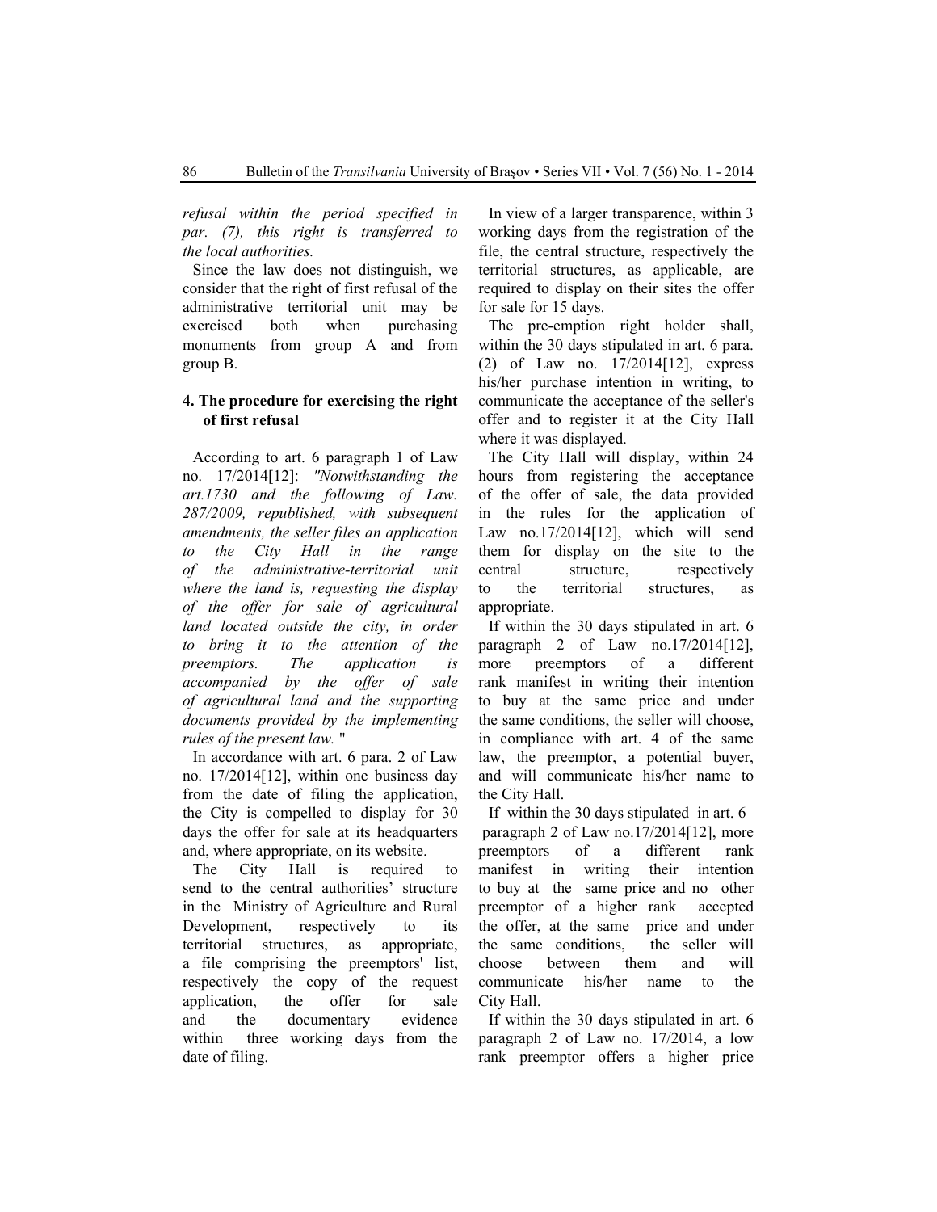*refusal within the period specified in par. (7), this right is transferred to the local authorities.*

Since the law does not distinguish, we consider that the right of first refusal of the administrative territorial unit may be exercised both when purchasing monuments from group A and from group B.

## 4. The procedure for exercising the right of first refusal

According to art. 6 paragraph 1 of Law no. 17/2014[12]: *"Notwithstanding the art.1730 and the following of Law. 287/2009, republished, with subsequent amendments, the seller files an application to the City Hall in the range of the administrative-territorial unit where the land is, requesting the display of the offer for sale of agricultural land located outside the city, in order to bring it to the attention of the preemptors. The application is accompanied by the offer of sale of agricultural land and the supporting documents provided by the implementing rules of the present law.* "

In accordance with art. 6 para. 2 of Law no. 17/2014[12], within one business day from the date of filing the application, the City is compelled to display for 30 days the offer for sale at its headquarters and, where appropriate, on its website.

The City Hall is required to send to the central authorities' structure in the Ministry of Agriculture and Rural Development, respectively to its territorial structures, as appropriate, a file comprising the preemptors' list, respectively the copy of the request application, the offer for sale and the documentary evidence within three working days from the date of filing.

In view of a larger transparence, within 3 working days from the registration of the file, the central structure, respectively the territorial structures, as applicable, are required to display on their sites the offer for sale for 15 days.

The pre-emption right holder shall, within the 30 days stipulated in art. 6 para. (2) of Law no. 17/2014[12], express his/her purchase intention in writing, to communicate the acceptance of the seller's offer and to register it at the City Hall where it was displayed.

The City Hall will display, within 24 hours from registering the acceptance of the offer of sale, the data provided in the rules for the application of Law no.17/2014[12], which will send them for display on the site to the central structure, respectively to the territorial structures, as appropriate.

If within the 30 days stipulated in art. 6 paragraph 2 of Law no.17/2014[12], more preemptors of a different rank manifest in writing their intention to buy at the same price and under the same conditions, the seller will choose, in compliance with art. 4 of the same law, the preemptor, a potential buyer, and will communicate his/her name to the City Hall.

If within the 30 days stipulated in art. 6 paragraph 2 of Law no.17/2014[12], more preemptors of a different rank manifest in writing their intention to buy at the same price and no other preemptor of a higher rank accepted the offer, at the same price and under the same conditions, the seller will choose between them and will communicate his/her name to the City Hall.

If within the 30 days stipulated in art. 6 paragraph 2 of Law no. 17/2014, a low rank preemptor offers a higher price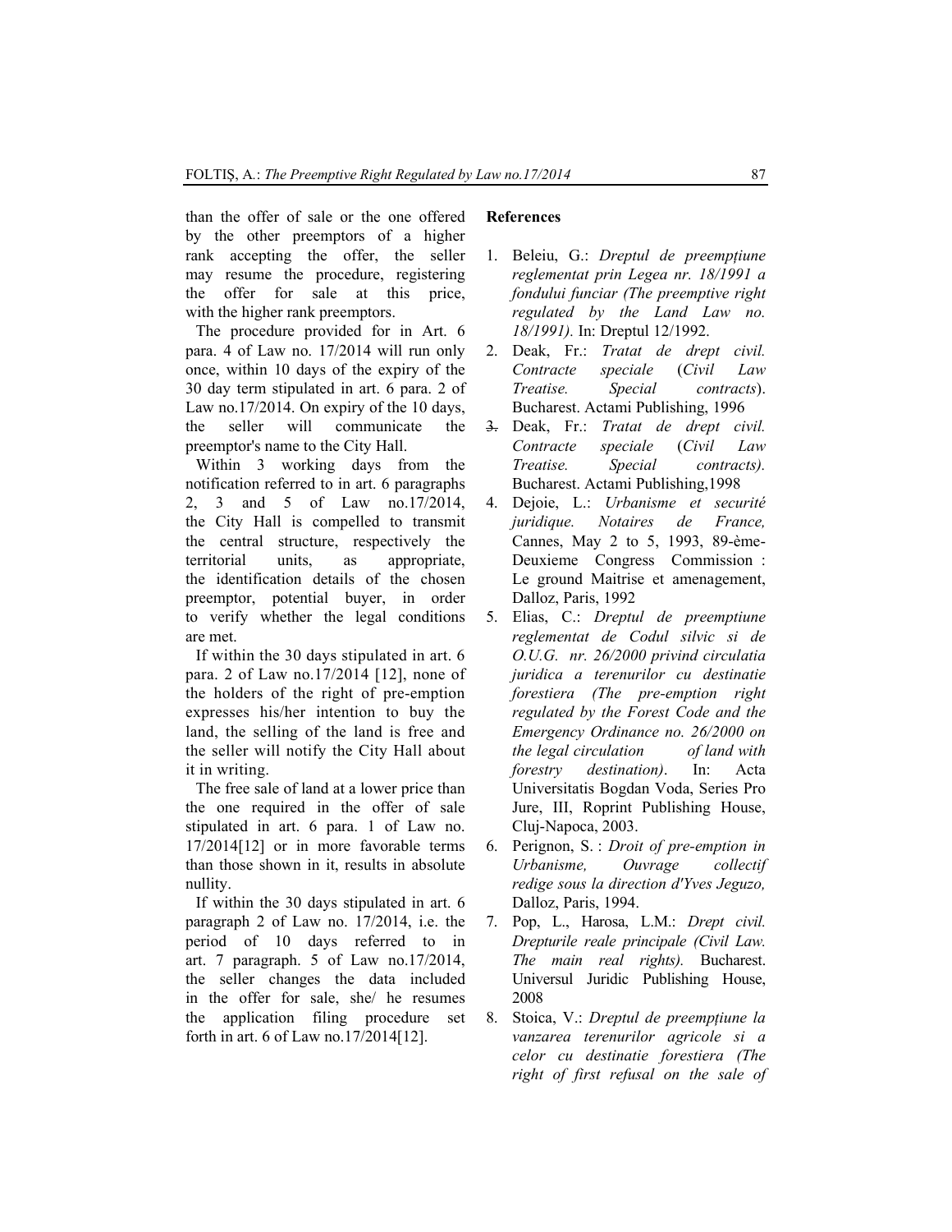than the offer of sale or the one offered by the other preemptors of a higher rank accepting the offer, the seller may resume the procedure, registering the offer for sale at this price, with the higher rank preemptors.

The procedure provided for in Art. 6 para. 4 of Law no. 17/2014 will run only once, within 10 days of the expiry of the 30 day term stipulated in art. 6 para. 2 of Law no.17/2014. On expiry of the 10 days, the seller will communicate the preemptor's name to the City Hall.

Within 3 working days from the notification referred to in art. 6 paragraphs 2, 3 and 5 of Law no.17/2014, the City Hall is compelled to transmit the central structure, respectively the territorial units, as appropriate, the identification details of the chosen preemptor, potential buyer, in order to verify whether the legal conditions are met.

If within the 30 days stipulated in art. 6 para. 2 of Law no.17/2014 [12], none of the holders of the right of pre-emption expresses his/her intention to buy the land, the selling of the land is free and the seller will notify the City Hall about it in writing.

The free sale of land at a lower price than the one required in the offer of sale stipulated in art. 6 para. 1 of Law no. 17/2014[12] or in more favorable terms than those shown in it, results in absolute nullity.

If within the 30 days stipulated in art. 6 paragraph 2 of Law no. 17/2014, i.e. the period of 10 days referred to in art. 7 paragraph. 5 of Law no.17/2014, the seller changes the data included in the offer for sale, she/ he resumes the application filing procedure set forth in art. 6 of Law no.17/2014[12].

**References**

1. Beleiu, G.: *Dreptul de preempţiune reglementat prin Legea nr. 18/1991 a fondului funciar (The preemptive right regulated by the Land Law no. 18/1991).* In: Dreptul 12/1992.
2. Deak, Fr.: *Tratat de drept civil. Contracte speciale* (*Civil Law Treatise. Special contracts*). Bucharest. Actami Publishing, 1996
3. Deak, Fr.: *Tratat de drept civil. Contracte speciale* (*Civil Law Treatise. Special contracts).* Bucharest. Actami Publishing,1998
4. Dejoie, L.: *Urbanisme et securité juridique. Notaires de France,* Cannes, May 2 to 5, 1993, 89-ème-Deuxieme Congress Commission : Le ground Maitrise et amenagement, Dalloz, Paris, 1992
5. Elias, C.: *Dreptul de preemptiune reglementat de Codul silvic si de O.U.G. nr. 26/2000 privind circulatia juridica a terenurilor cu destinatie forestiera (The pre-emption right regulated by the Forest Code and the Emergency Ordinance no. 26/2000 on the legal circulation of land with forestry destination)*. In: Acta Universitatis Bogdan Voda, Series Pro Jure, III, Roprint Publishing House, Cluj-Napoca, 2003.
6. Perignon, S. : *Droit of pre-emption in Urbanisme, Ouvrage collectif redige sous la direction d'Yves Jeguzo,* Dalloz, Paris, 1994.
7. Pop, L., Harosa, L.M.: *Drept civil. Drepturile reale principale (Civil Law. The main real rights).* Bucharest. Universul Juridic Publishing House, 2008
8. Stoica, V.: *Dreptul de preempţiune la vanzarea terenurilor agricole si a celor cu destinatie forestiera (The right of first refusal on the sale of*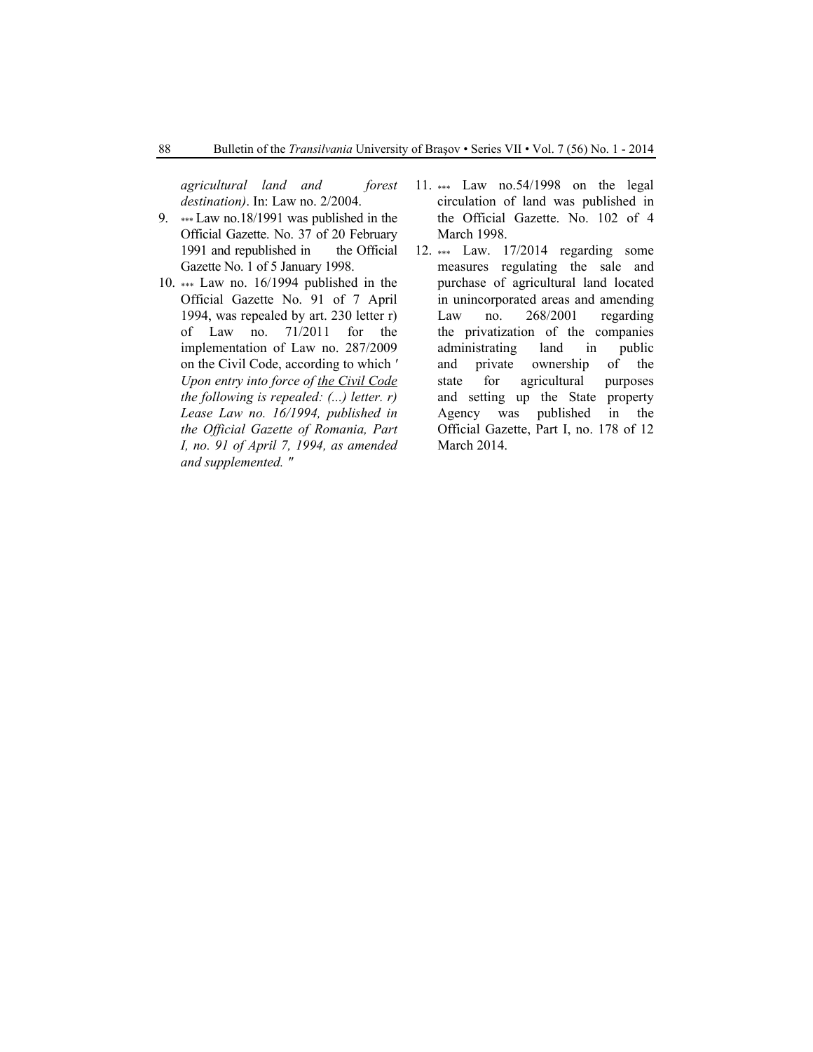*agricultural land and forest destination)*. In: Law no. 2/2004.

9. *** Law no.18/1991 was published in the Official Gazette. No. 37 of 20 February 1991 and republished in the Official Gazette No. 1 of 5 January 1998.
10. *** Law no. 16/1994 published in the Official Gazette No. 91 of 7 April 1994, was repealed by art. 230 letter r) of Law no. 71/2011 for the implementation of Law no. 287/2009 on the Civil Code, according to which *' Upon entry into force of <u>the Civil Code</u> the following is repealed: (...) letter. r) Lease Law no. 16/1994, published in the Official Gazette of Romania, Part I, no. 91 of April 7, 1994, as amended and supplemented. "*
11. *** Law no.54/1998 on the legal circulation of land was published in the Official Gazette. No. 102 of 4 March 1998.
12. *** Law. 17/2014 regarding some measures regulating the sale and purchase of agricultural land located in unincorporated areas and amending Law no. 268/2001 regarding the privatization of the companies administrating land in public and private ownership of the state for agricultural purposes and setting up the State property Agency was published in the Official Gazette, Part I, no. 178 of 12 March 2014.